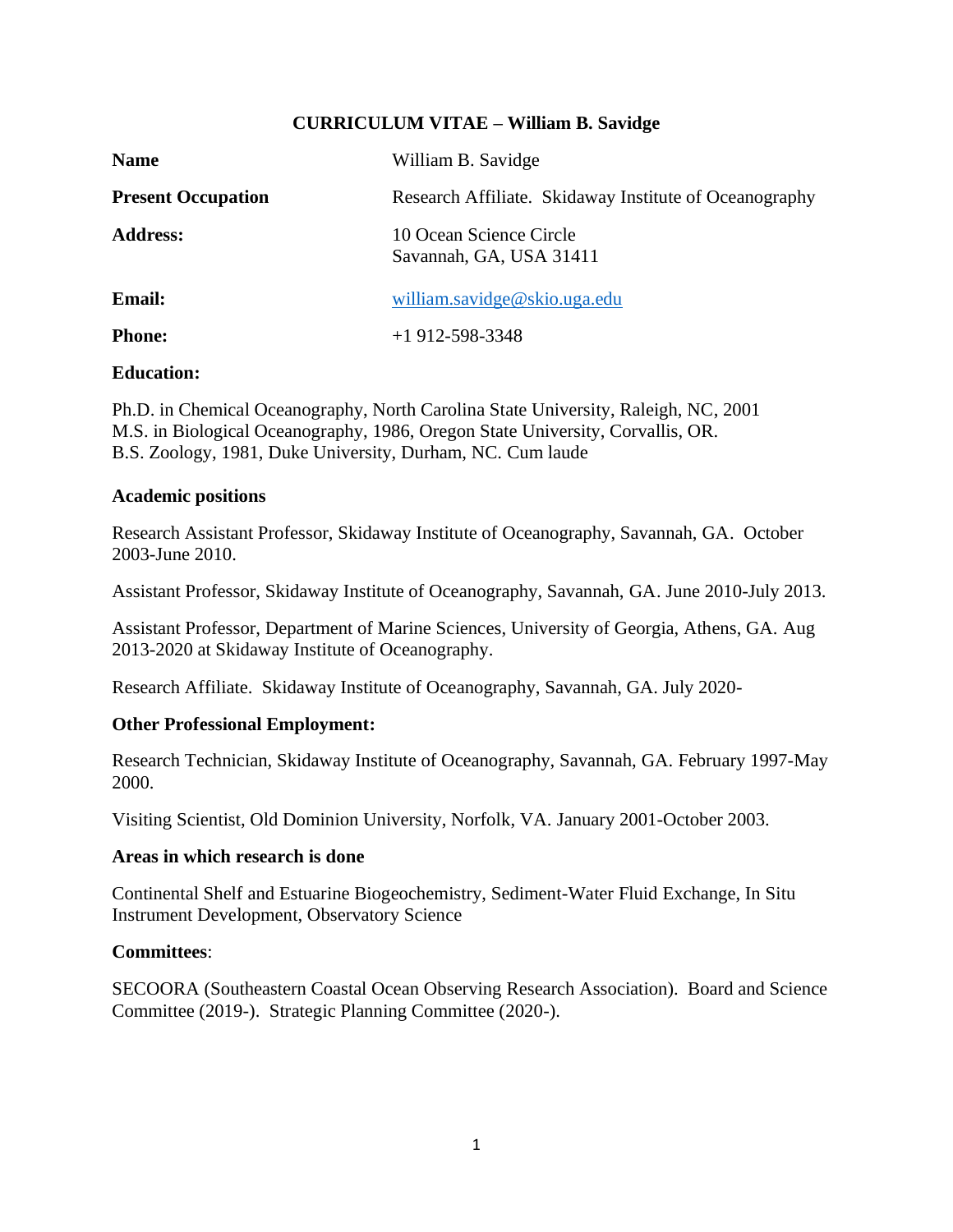# CURRICULUM VITAE – William B. Savidge

| | |
|---|---|
| **Name** | William B. Savidge |
| **Present Occupation** | Research Affiliate. Skidaway Institute of Oceanography |
| **Address:** | 10 Ocean Science Circle<br>Savannah, GA, USA 31411 |
| **Email:** | william.savidge@skio.uga.edu |
| **Phone:** | +1 912-598-3348 |

**Education:**

Ph.D. in Chemical Oceanography, North Carolina State University, Raleigh, NC, 2001
M.S. in Biological Oceanography, 1986, Oregon State University, Corvallis, OR.
B.S. Zoology, 1981, Duke University, Durham, NC. Cum laude

**Academic positions**

Research Assistant Professor, Skidaway Institute of Oceanography, Savannah, GA. October 2003-June 2010.

Assistant Professor, Skidaway Institute of Oceanography, Savannah, GA. June 2010-July 2013.

Assistant Professor, Department of Marine Sciences, University of Georgia, Athens, GA. Aug 2013-2020 at Skidaway Institute of Oceanography.

Research Affiliate. Skidaway Institute of Oceanography, Savannah, GA. July 2020-

**Other Professional Employment:**

Research Technician, Skidaway Institute of Oceanography, Savannah, GA. February 1997-May 2000.

Visiting Scientist, Old Dominion University, Norfolk, VA. January 2001-October 2003.

**Areas in which research is done**

Continental Shelf and Estuarine Biogeochemistry, Sediment-Water Fluid Exchange, In Situ Instrument Development, Observatory Science

**Committees**:

SECOORA (Southeastern Coastal Ocean Observing Research Association). Board and Science Committee (2019-). Strategic Planning Committee (2020-).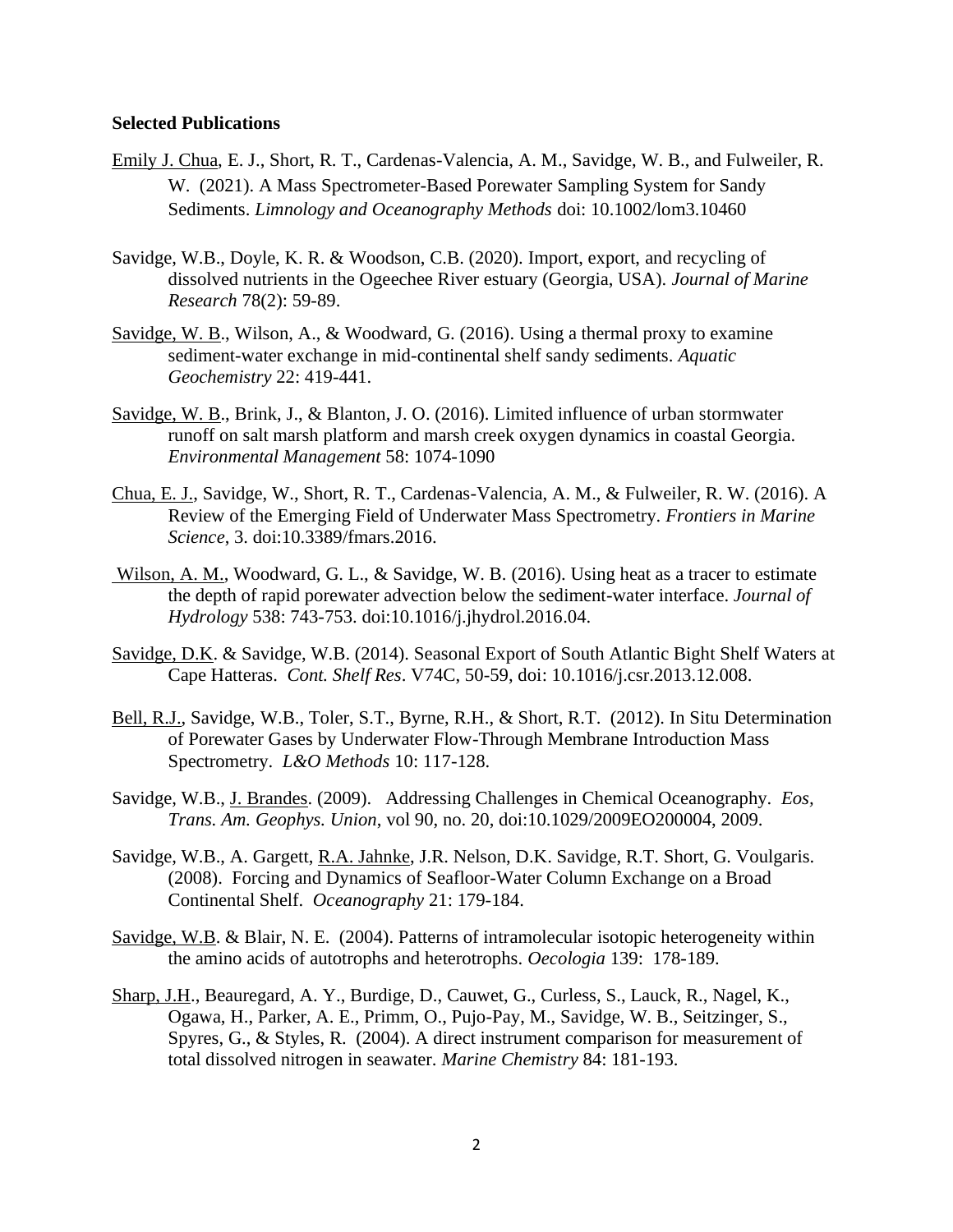**Selected Publications**

<u>Emily J. Chua</u>, E. J., Short, R. T., Cardenas-Valencia, A. M., Savidge, W. B., and Fulweiler, R. W. (2021). A Mass Spectrometer-Based Porewater Sampling System for Sandy Sediments. *Limnology and Oceanography Methods* doi: 10.1002/lom3.10460

Savidge, W.B., Doyle, K. R. & Woodson, C.B. (2020). Import, export, and recycling of dissolved nutrients in the Ogeechee River estuary (Georgia, USA). *Journal of Marine Research* 78(2): 59-89.

<u>Savidge, W. B</u>., Wilson, A., & Woodward, G. (2016). Using a thermal proxy to examine sediment-water exchange in mid-continental shelf sandy sediments. *Aquatic Geochemistry* 22: 419-441.

<u>Savidge, W. B</u>., Brink, J., & Blanton, J. O. (2016). Limited influence of urban stormwater runoff on salt marsh platform and marsh creek oxygen dynamics in coastal Georgia. *Environmental Management* 58: 1074-1090

<u>Chua, E. J.</u>, Savidge, W., Short, R. T., Cardenas-Valencia, A. M., & Fulweiler, R. W. (2016). A Review of the Emerging Field of Underwater Mass Spectrometry. *Frontiers in Marine Science*, 3. doi:10.3389/fmars.2016.

<u>Wilson, A. M.</u>, Woodward, G. L., & Savidge, W. B. (2016). Using heat as a tracer to estimate the depth of rapid porewater advection below the sediment-water interface. *Journal of Hydrology* 538: 743-753. doi:10.1016/j.jhydrol.2016.04.

<u>Savidge, D.K</u>. & Savidge, W.B. (2014). Seasonal Export of South Atlantic Bight Shelf Waters at Cape Hatteras. *Cont. Shelf Res*. V74C, 50-59, doi: 10.1016/j.csr.2013.12.008.

<u>Bell, R.J.</u>, Savidge, W.B., Toler, S.T., Byrne, R.H., & Short, R.T. (2012). In Situ Determination of Porewater Gases by Underwater Flow-Through Membrane Introduction Mass Spectrometry. *L&O Methods* 10: 117-128.

Savidge, W.B., <u>J. Brandes</u>. (2009). Addressing Challenges in Chemical Oceanography. *Eos, Trans. Am. Geophys. Union*, vol 90, no. 20, doi:10.1029/2009EO200004, 2009.

Savidge, W.B., A. Gargett, <u>R.A. Jahnke</u>, J.R. Nelson, D.K. Savidge, R.T. Short, G. Voulgaris. (2008). Forcing and Dynamics of Seafloor-Water Column Exchange on a Broad Continental Shelf. *Oceanography* 21: 179-184.

<u>Savidge, W.B</u>. & Blair, N. E. (2004). Patterns of intramolecular isotopic heterogeneity within the amino acids of autotrophs and heterotrophs. *Oecologia* 139: 178-189.

<u>Sharp, J.H</u>., Beauregard, A. Y., Burdige, D., Cauwet, G., Curless, S., Lauck, R., Nagel, K., Ogawa, H., Parker, A. E., Primm, O., Pujo-Pay, M., Savidge, W. B., Seitzinger, S., Spyres, G., & Styles, R. (2004). A direct instrument comparison for measurement of total dissolved nitrogen in seawater. *Marine Chemistry* 84: 181-193.